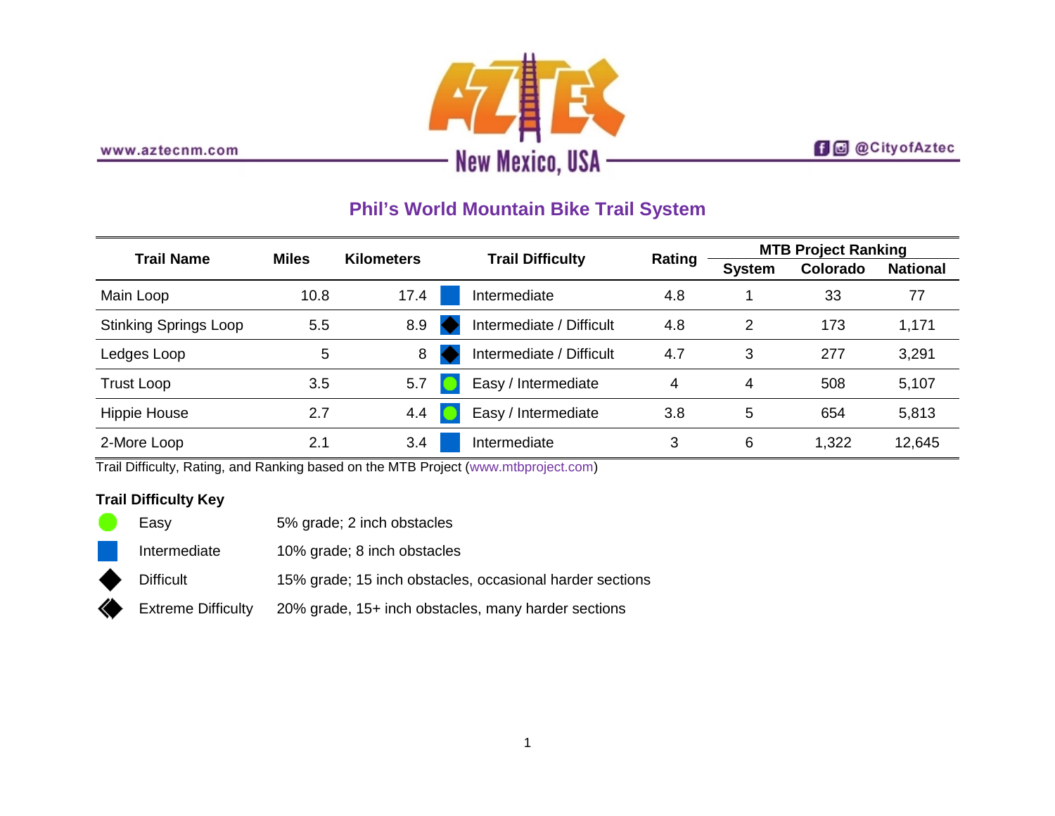www.aztecnm.com

# AZTEC New Mexico, USA

@CityofAztec

## Phil's World Mountain Bike Trail System

| Trail Name | Miles | Kilometers | Trail Difficulty | Rating | MTB Project Ranking | | |
|---|---|---|---|---|---|---|---|
| | | | | | System | Colorado | National |
| Main Loop | 10.8 | 17.4 | Intermediate | 4.8 | 1 | 33 | 77 |
| Stinking Springs Loop | 5.5 | 8.9 | Intermediate / Difficult | 4.8 | 2 | 173 | 1,171 |
| Ledges Loop | 5 | 8 | Intermediate / Difficult | 4.7 | 3 | 277 | 3,291 |
| Trust Loop | 3.5 | 5.7 | Easy / Intermediate | 4 | 4 | 508 | 5,107 |
| Hippie House | 2.7 | 4.4 | Easy / Intermediate | 3.8 | 5 | 654 | 5,813 |
| 2-More Loop | 2.1 | 3.4 | Intermediate | 3 | 6 | 1,322 | 12,645 |

Trail Difficulty, Rating, and Ranking based on the MTB Project (www.mtbproject.com)

**Trail Difficulty Key**

| | |
|---|---|
| Easy | 5% grade; 2 inch obstacles |
| Intermediate | 10% grade; 8 inch obstacles |
| Difficult | 15% grade; 15 inch obstacles, occasional harder sections |
| Extreme Difficulty | 20% grade, 15+ inch obstacles, many harder sections |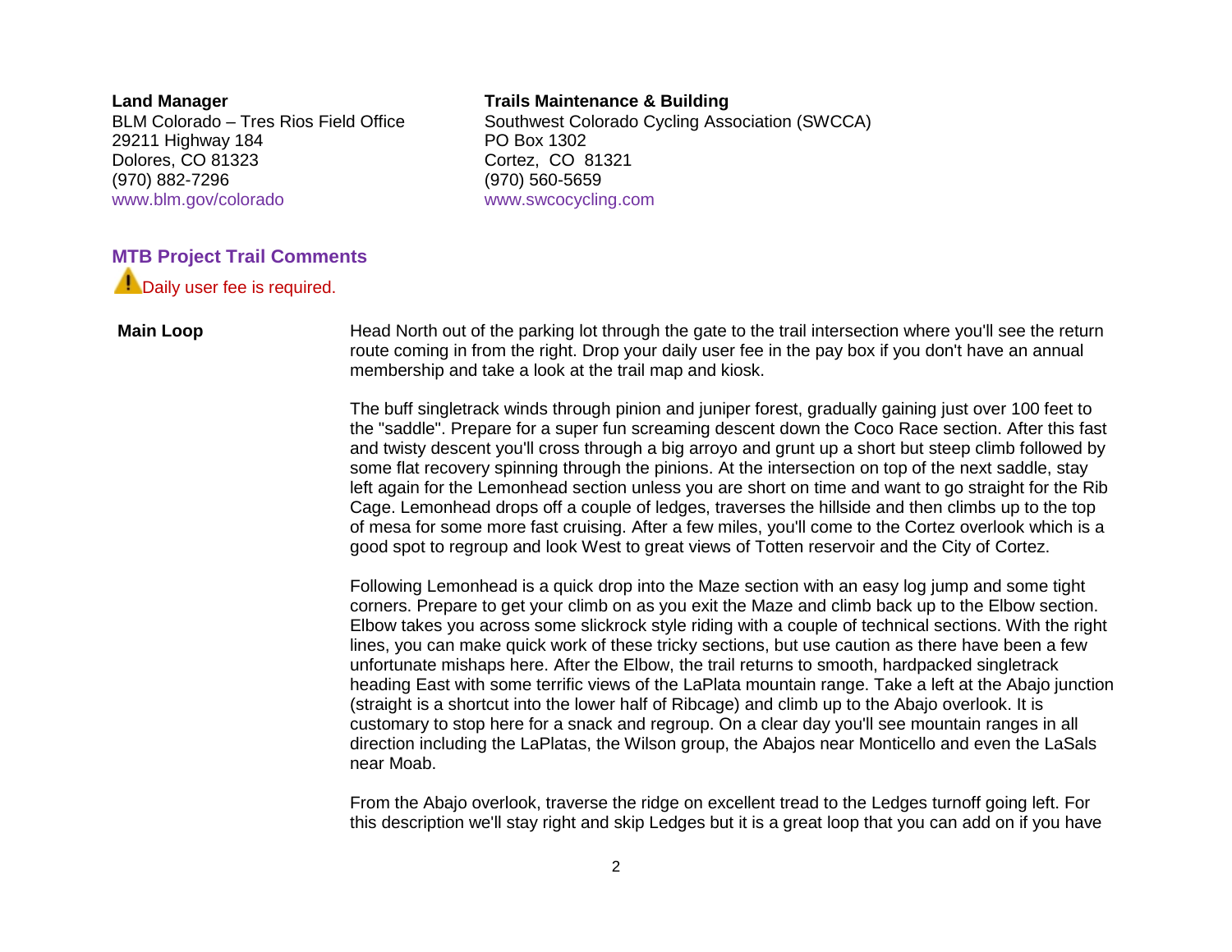**Land Manager**
BLM Colorado – Tres Rios Field Office
29211 Highway 184
Dolores, CO 81323
(970) 882-7296
www.blm.gov/colorado

**Trails Maintenance & Building**
Southwest Colorado Cycling Association (SWCCA)
PO Box 1302
Cortez, CO 81321
(970) 560-5659
www.swcocycling.com

## MTB Project Trail Comments

⚠ Daily user fee is required.

**Main Loop**

Head North out of the parking lot through the gate to the trail intersection where you'll see the return route coming in from the right. Drop your daily user fee in the pay box if you don't have an annual membership and take a look at the trail map and kiosk.

The buff singletrack winds through pinion and juniper forest, gradually gaining just over 100 feet to the "saddle". Prepare for a super fun screaming descent down the Coco Race section. After this fast and twisty descent you'll cross through a big arroyo and grunt up a short but steep climb followed by some flat recovery spinning through the pinions. At the intersection on top of the next saddle, stay left again for the Lemonhead section unless you are short on time and want to go straight for the Rib Cage. Lemonhead drops off a couple of ledges, traverses the hillside and then climbs up to the top of mesa for some more fast cruising. After a few miles, you'll come to the Cortez overlook which is a good spot to regroup and look West to great views of Totten reservoir and the City of Cortez.

Following Lemonhead is a quick drop into the Maze section with an easy log jump and some tight corners. Prepare to get your climb on as you exit the Maze and climb back up to the Elbow section. Elbow takes you across some slickrock style riding with a couple of technical sections. With the right lines, you can make quick work of these tricky sections, but use caution as there have been a few unfortunate mishaps here. After the Elbow, the trail returns to smooth, hardpacked singletrack heading East with some terrific views of the LaPlata mountain range. Take a left at the Abajo junction (straight is a shortcut into the lower half of Ribcage) and climb up to the Abajo overlook. It is customary to stop here for a snack and regroup. On a clear day you'll see mountain ranges in all direction including the LaPlatas, the Wilson group, the Abajos near Monticello and even the LaSals near Moab.

From the Abajo overlook, traverse the ridge on excellent tread to the Ledges turnoff going left. For this description we'll stay right and skip Ledges but it is a great loop that you can add on if you have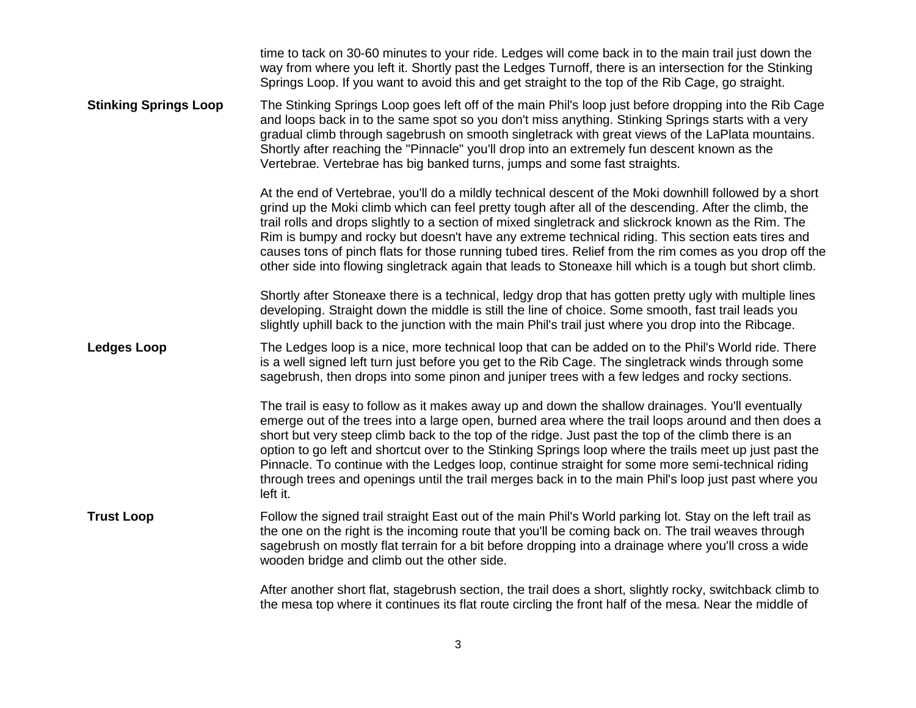time to tack on 30-60 minutes to your ride. Ledges will come back in to the main trail just down the way from where you left it. Shortly past the Ledges Turnoff, there is an intersection for the Stinking Springs Loop. If you want to avoid this and get straight to the top of the Rib Cage, go straight.

**Stinking Springs Loop**

The Stinking Springs Loop goes left off of the main Phil's loop just before dropping into the Rib Cage and loops back in to the same spot so you don't miss anything. Stinking Springs starts with a very gradual climb through sagebrush on smooth singletrack with great views of the LaPlata mountains. Shortly after reaching the "Pinnacle" you'll drop into an extremely fun descent known as the Vertebrae. Vertebrae has big banked turns, jumps and some fast straights.

At the end of Vertebrae, you'll do a mildly technical descent of the Moki downhill followed by a short grind up the Moki climb which can feel pretty tough after all of the descending. After the climb, the trail rolls and drops slightly to a section of mixed singletrack and slickrock known as the Rim. The Rim is bumpy and rocky but doesn't have any extreme technical riding. This section eats tires and causes tons of pinch flats for those running tubed tires. Relief from the rim comes as you drop off the other side into flowing singletrack again that leads to Stoneaxe hill which is a tough but short climb.

Shortly after Stoneaxe there is a technical, ledgy drop that has gotten pretty ugly with multiple lines developing. Straight down the middle is still the line of choice. Some smooth, fast trail leads you slightly uphill back to the junction with the main Phil's trail just where you drop into the Ribcage.

**Ledges Loop**

The Ledges loop is a nice, more technical loop that can be added on to the Phil's World ride. There is a well signed left turn just before you get to the Rib Cage. The singletrack winds through some sagebrush, then drops into some pinon and juniper trees with a few ledges and rocky sections.

The trail is easy to follow as it makes away up and down the shallow drainages. You'll eventually emerge out of the trees into a large open, burned area where the trail loops around and then does a short but very steep climb back to the top of the ridge. Just past the top of the climb there is an option to go left and shortcut over to the Stinking Springs loop where the trails meet up just past the Pinnacle. To continue with the Ledges loop, continue straight for some more semi-technical riding through trees and openings until the trail merges back in to the main Phil's loop just past where you left it.

**Trust Loop**

Follow the signed trail straight East out of the main Phil's World parking lot. Stay on the left trail as the one on the right is the incoming route that you'll be coming back on. The trail weaves through sagebrush on mostly flat terrain for a bit before dropping into a drainage where you'll cross a wide wooden bridge and climb out the other side.

After another short flat, stagebrush section, the trail does a short, slightly rocky, switchback climb to the mesa top where it continues its flat route circling the front half of the mesa. Near the middle of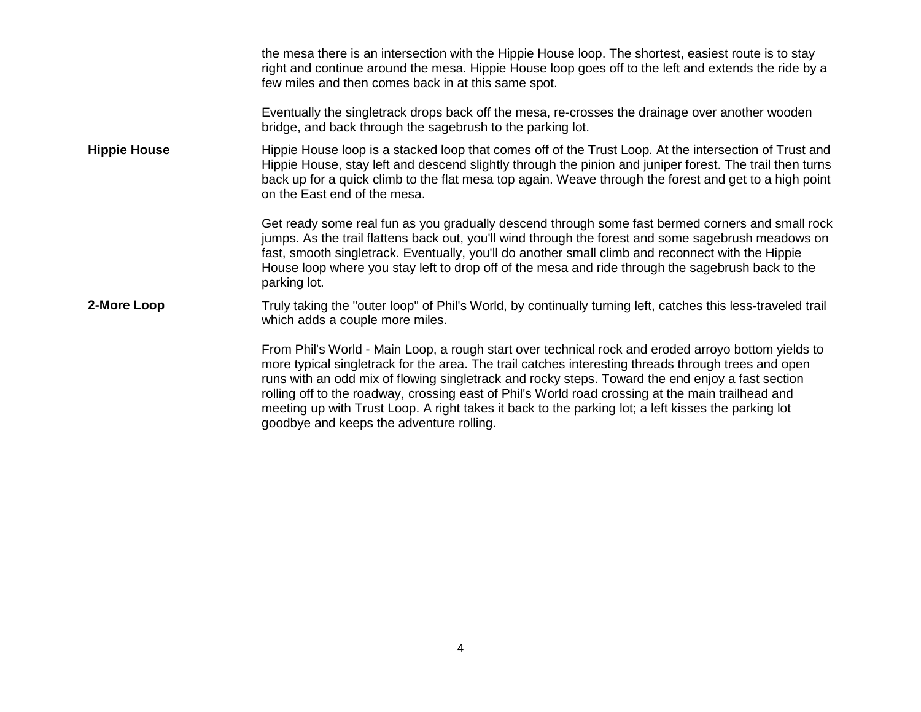the mesa there is an intersection with the Hippie House loop. The shortest, easiest route is to stay right and continue around the mesa. Hippie House loop goes off to the left and extends the ride by a few miles and then comes back in at this same spot.

Eventually the singletrack drops back off the mesa, re-crosses the drainage over another wooden bridge, and back through the sagebrush to the parking lot.

**Hippie House**

Hippie House loop is a stacked loop that comes off of the Trust Loop. At the intersection of Trust and Hippie House, stay left and descend slightly through the pinion and juniper forest. The trail then turns back up for a quick climb to the flat mesa top again. Weave through the forest and get to a high point on the East end of the mesa.

Get ready some real fun as you gradually descend through some fast bermed corners and small rock jumps. As the trail flattens back out, you'll wind through the forest and some sagebrush meadows on fast, smooth singletrack. Eventually, you'll do another small climb and reconnect with the Hippie House loop where you stay left to drop off of the mesa and ride through the sagebrush back to the parking lot.

**2-More Loop**

Truly taking the "outer loop" of Phil's World, by continually turning left, catches this less-traveled trail which adds a couple more miles.

From Phil's World - Main Loop, a rough start over technical rock and eroded arroyo bottom yields to more typical singletrack for the area. The trail catches interesting threads through trees and open runs with an odd mix of flowing singletrack and rocky steps. Toward the end enjoy a fast section rolling off to the roadway, crossing east of Phil's World road crossing at the main trailhead and meeting up with Trust Loop. A right takes it back to the parking lot; a left kisses the parking lot goodbye and keeps the adventure rolling.